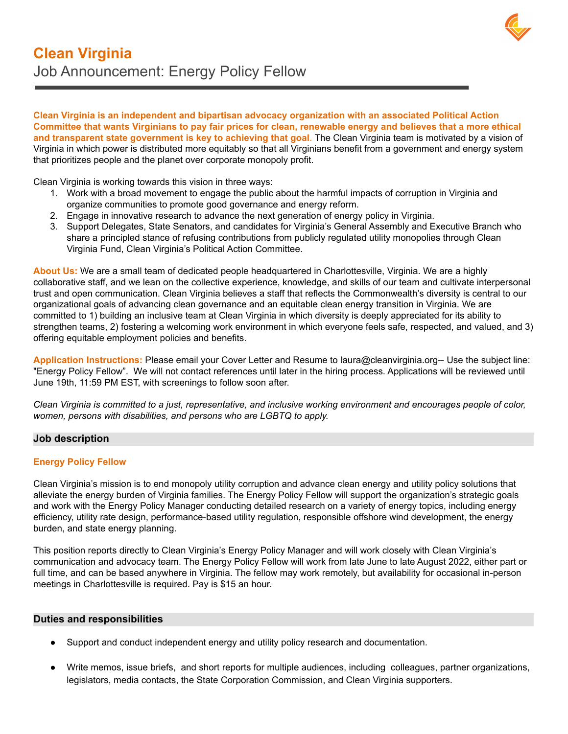# Clean Virginia

## Job Announcement: Energy Policy Fellow

**Clean Virginia is an independent and bipartisan advocacy organization with an associated Political Action Committee that wants Virginians to pay fair prices for clean, renewable energy and believes that a more ethical and transparent state government is key to achieving that goal.** The Clean Virginia team is motivated by a vision of Virginia in which power is distributed more equitably so that all Virginians benefit from a government and energy system that prioritizes people and the planet over corporate monopoly profit.

Clean Virginia is working towards this vision in three ways:

1. Work with a broad movement to engage the public about the harmful impacts of corruption in Virginia and organize communities to promote good governance and energy reform.
2. Engage in innovative research to advance the next generation of energy policy in Virginia.
3. Support Delegates, State Senators, and candidates for Virginia's General Assembly and Executive Branch who share a principled stance of refusing contributions from publicly regulated utility monopolies through Clean Virginia Fund, Clean Virginia's Political Action Committee.

**About Us:** We are a small team of dedicated people headquartered in Charlottesville, Virginia. We are a highly collaborative staff, and we lean on the collective experience, knowledge, and skills of our team and cultivate interpersonal trust and open communication. Clean Virginia believes a staff that reflects the Commonwealth's diversity is central to our organizational goals of advancing clean governance and an equitable clean energy transition in Virginia. We are committed to 1) building an inclusive team at Clean Virginia in which diversity is deeply appreciated for its ability to strengthen teams, 2) fostering a welcoming work environment in which everyone feels safe, respected, and valued, and 3) offering equitable employment policies and benefits.

**Application Instructions:** Please email your Cover Letter and Resume to laura@cleanvirginia.org-- Use the subject line: "Energy Policy Fellow". We will not contact references until later in the hiring process. Applications will be reviewed until June 19th, 11:59 PM EST, with screenings to follow soon after.

*Clean Virginia is committed to a just, representative, and inclusive working environment and encourages people of color, women, persons with disabilities, and persons who are LGBTQ to apply.*

## Job description

### Energy Policy Fellow

Clean Virginia's mission is to end monopoly utility corruption and advance clean energy and utility policy solutions that alleviate the energy burden of Virginia families. The Energy Policy Fellow will support the organization's strategic goals and work with the Energy Policy Manager conducting detailed research on a variety of energy topics, including energy efficiency, utility rate design, performance-based utility regulation, responsible offshore wind development, the energy burden, and state energy planning.

This position reports directly to Clean Virginia's Energy Policy Manager and will work closely with Clean Virginia's communication and advocacy team. The Energy Policy Fellow will work from late June to late August 2022, either part or full time, and can be based anywhere in Virginia. The fellow may work remotely, but availability for occasional in-person meetings in Charlottesville is required. Pay is $15 an hour.

## Duties and responsibilities

- Support and conduct independent energy and utility policy research and documentation.
- Write memos, issue briefs, and short reports for multiple audiences, including colleagues, partner organizations, legislators, media contacts, the State Corporation Commission, and Clean Virginia supporters.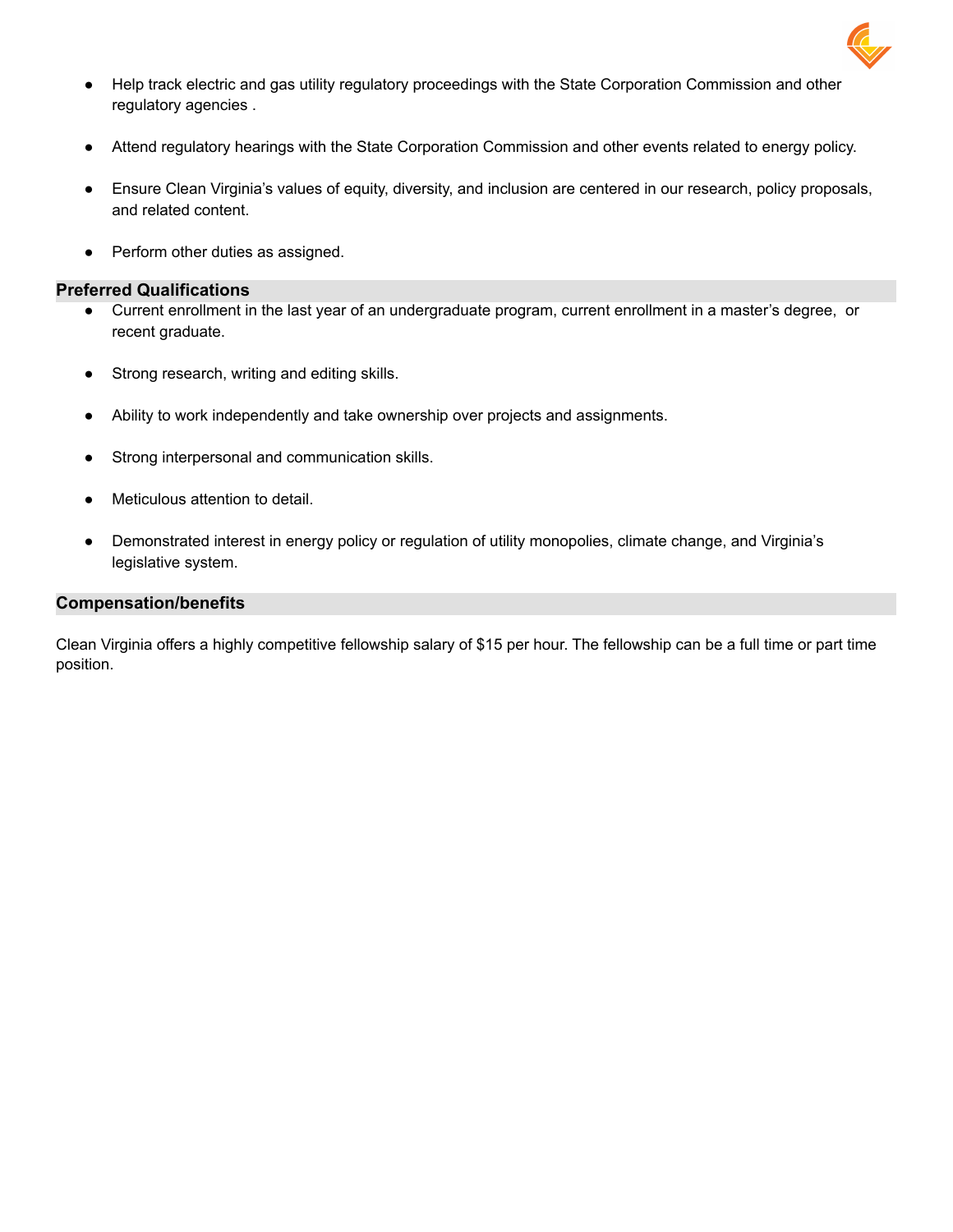- Help track electric and gas utility regulatory proceedings with the State Corporation Commission and other regulatory agencies .

- Attend regulatory hearings with the State Corporation Commission and other events related to energy policy.

- Ensure Clean Virginia's values of equity, diversity, and inclusion are centered in our research, policy proposals, and related content.

- Perform other duties as assigned.

## Preferred Qualifications

- Current enrollment in the last year of an undergraduate program, current enrollment in a master's degree, or recent graduate.

- Strong research, writing and editing skills.

- Ability to work independently and take ownership over projects and assignments.

- Strong interpersonal and communication skills.

- Meticulous attention to detail.

- Demonstrated interest in energy policy or regulation of utility monopolies, climate change, and Virginia's legislative system.

## Compensation/benefits

Clean Virginia offers a highly competitive fellowship salary of $15 per hour. The fellowship can be a full time or part time position.